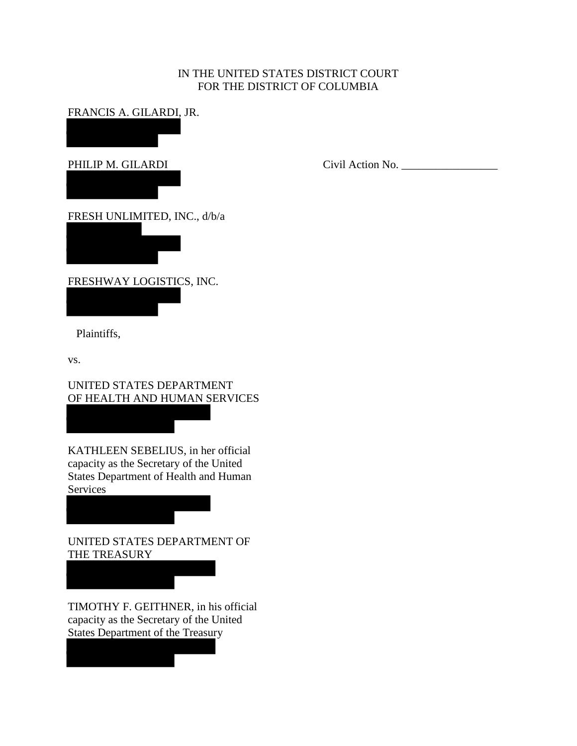IN THE UNITED STATES DISTRICT COURT
FOR THE DISTRICT OF COLUMBIA

FRANCIS A. GILARDI, JR.

PHILIP M. GILARDI

Civil Action No. _________________

FRESH UNLIMITED, INC., d/b/a

FRESHWAY LOGISTICS, INC.

Plaintiffs,

vs.

UNITED STATES DEPARTMENT
OF HEALTH AND HUMAN SERVICES

KATHLEEN SEBELIUS, in her official capacity as the Secretary of the United States Department of Health and Human Services

UNITED STATES DEPARTMENT OF THE TREASURY

TIMOTHY F. GEITHNER, in his official capacity as the Secretary of the United States Department of the Treasury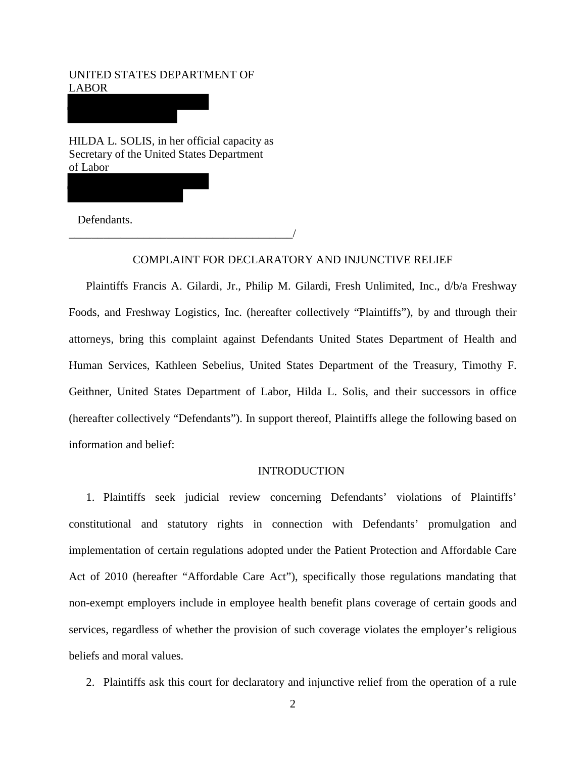UNITED STATES DEPARTMENT OF LABOR

HILDA L. SOLIS, in her official capacity as Secretary of the United States Department of Labor

Defendants.

\_\_\_\_\_\_\_\_\_\_\_\_\_\_\_\_\_\_\_\_\_\_\_\_\_\_\_\_\_\_\_\_\_\_\_\_\_\_\_\_\_\_/

COMPLAINT FOR DECLARATORY AND INJUNCTIVE RELIEF

Plaintiffs Francis A. Gilardi, Jr., Philip M. Gilardi, Fresh Unlimited, Inc., d/b/a Freshway Foods, and Freshway Logistics, Inc. (hereafter collectively "Plaintiffs"), by and through their attorneys, bring this complaint against Defendants United States Department of Health and Human Services, Kathleen Sebelius, United States Department of the Treasury, Timothy F. Geithner, United States Department of Labor, Hilda L. Solis, and their successors in office (hereafter collectively "Defendants"). In support thereof, Plaintiffs allege the following based on information and belief:

INTRODUCTION

1. Plaintiffs seek judicial review concerning Defendants' violations of Plaintiffs' constitutional and statutory rights in connection with Defendants' promulgation and implementation of certain regulations adopted under the Patient Protection and Affordable Care Act of 2010 (hereafter "Affordable Care Act"), specifically those regulations mandating that non-exempt employers include in employee health benefit plans coverage of certain goods and services, regardless of whether the provision of such coverage violates the employer's religious beliefs and moral values.

2. Plaintiffs ask this court for declaratory and injunctive relief from the operation of a rule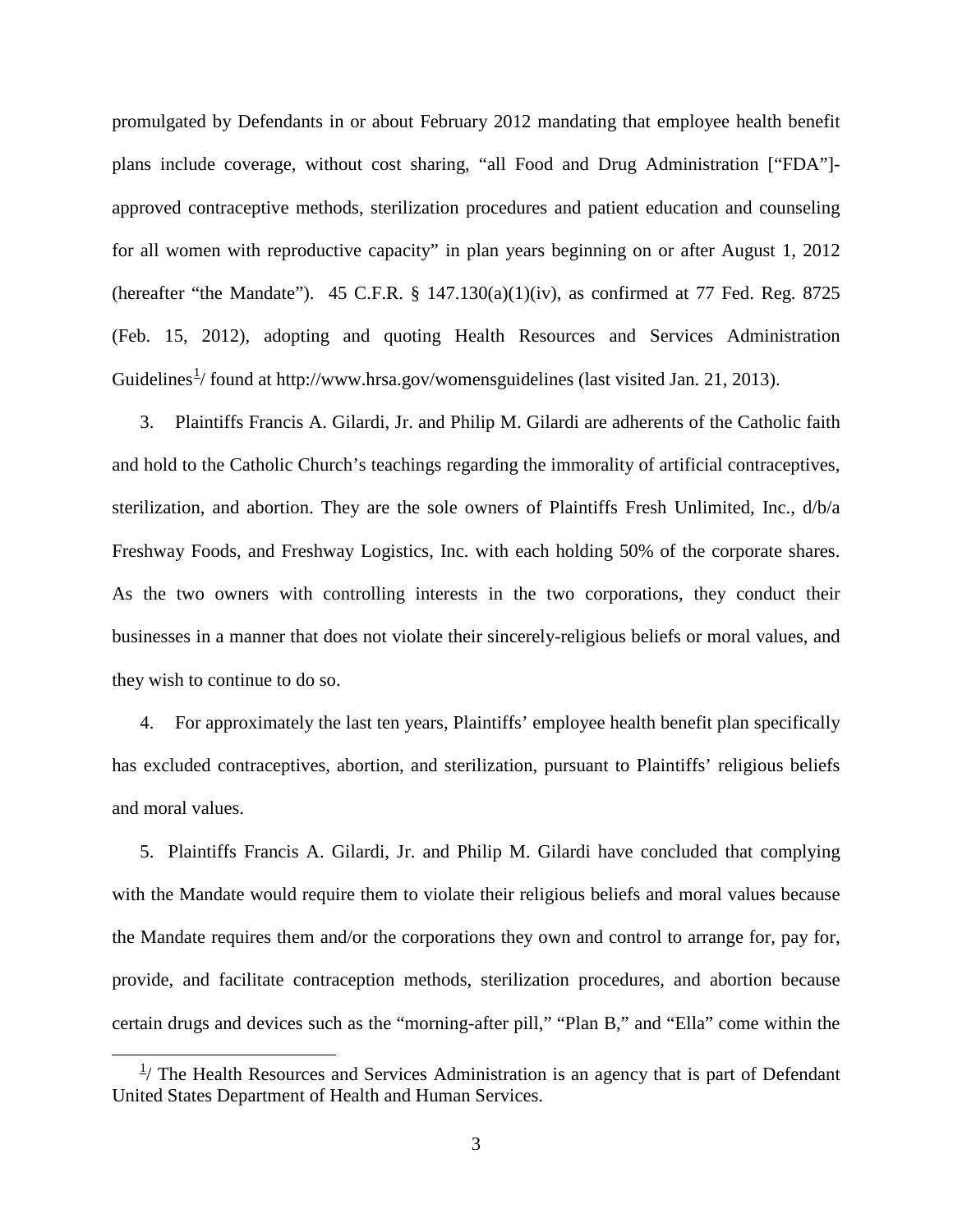promulgated by Defendants in or about February 2012 mandating that employee health benefit plans include coverage, without cost sharing, "all Food and Drug Administration ["FDA"]-approved contraceptive methods, sterilization procedures and patient education and counseling for all women with reproductive capacity" in plan years beginning on or after August 1, 2012 (hereafter "the Mandate"). 45 C.F.R. § 147.130(a)(1)(iv), as confirmed at 77 Fed. Reg. 8725 (Feb. 15, 2012), adopting and quoting Health Resources and Services Administration Guidelines[1]/ found at http://www.hrsa.gov/womensguidelines (last visited Jan. 21, 2013).

3. Plaintiffs Francis A. Gilardi, Jr. and Philip M. Gilardi are adherents of the Catholic faith and hold to the Catholic Church's teachings regarding the immorality of artificial contraceptives, sterilization, and abortion. They are the sole owners of Plaintiffs Fresh Unlimited, Inc., d/b/a Freshway Foods, and Freshway Logistics, Inc. with each holding 50% of the corporate shares. As the two owners with controlling interests in the two corporations, they conduct their businesses in a manner that does not violate their sincerely-religious beliefs or moral values, and they wish to continue to do so.

4. For approximately the last ten years, Plaintiffs' employee health benefit plan specifically has excluded contraceptives, abortion, and sterilization, pursuant to Plaintiffs' religious beliefs and moral values.

5. Plaintiffs Francis A. Gilardi, Jr. and Philip M. Gilardi have concluded that complying with the Mandate would require them to violate their religious beliefs and moral values because the Mandate requires them and/or the corporations they own and control to arrange for, pay for, provide, and facilitate contraception methods, sterilization procedures, and abortion because certain drugs and devices such as the "morning-after pill," "Plan B," and "Ella" come within the

[1]/ The Health Resources and Services Administration is an agency that is part of Defendant United States Department of Health and Human Services.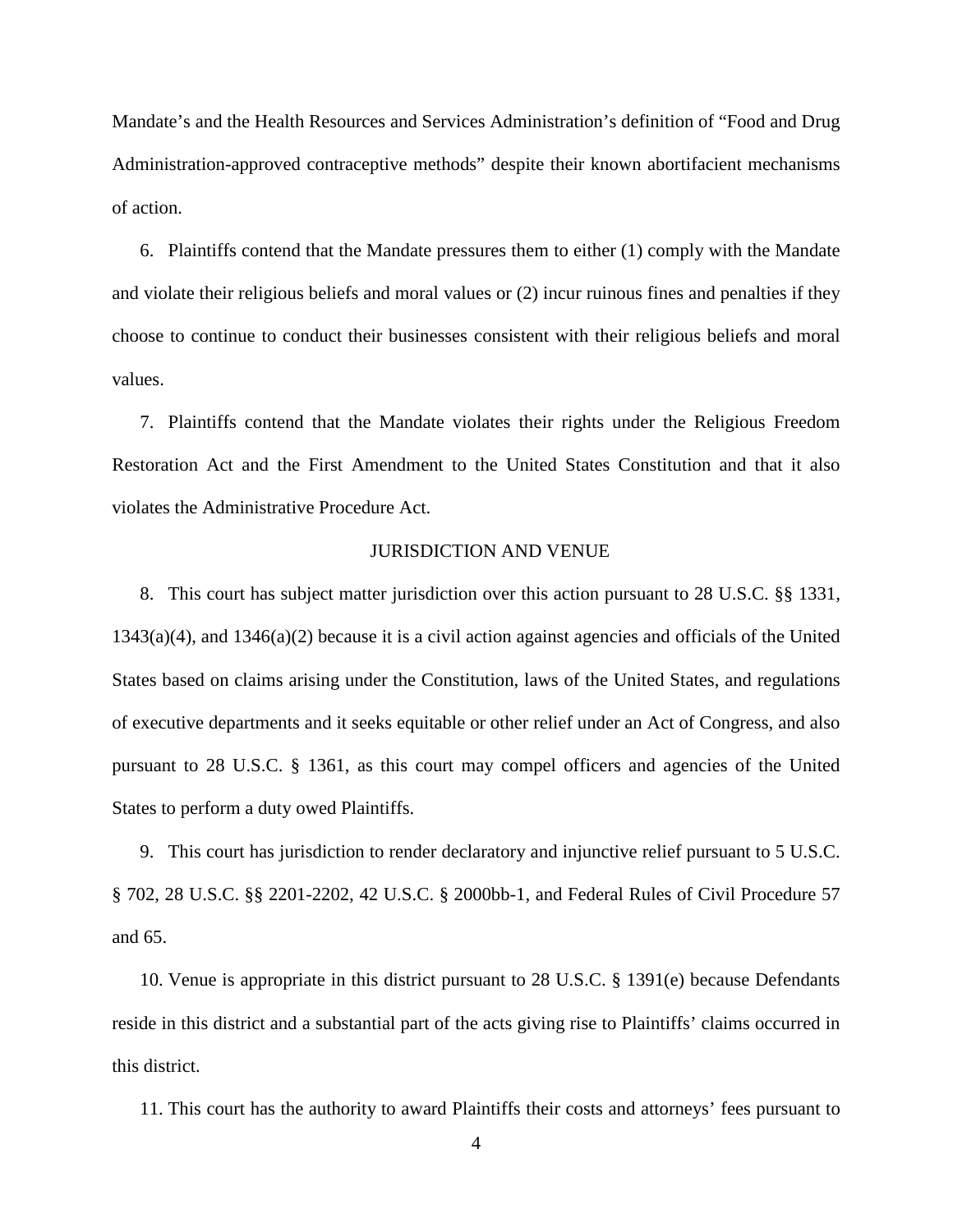Mandate's and the Health Resources and Services Administration's definition of "Food and Drug Administration-approved contraceptive methods" despite their known abortifacient mechanisms of action.

6. Plaintiffs contend that the Mandate pressures them to either (1) comply with the Mandate and violate their religious beliefs and moral values or (2) incur ruinous fines and penalties if they choose to continue to conduct their businesses consistent with their religious beliefs and moral values.

7. Plaintiffs contend that the Mandate violates their rights under the Religious Freedom Restoration Act and the First Amendment to the United States Constitution and that it also violates the Administrative Procedure Act.

## JURISDICTION AND VENUE

8. This court has subject matter jurisdiction over this action pursuant to 28 U.S.C. §§ 1331, 1343(a)(4), and 1346(a)(2) because it is a civil action against agencies and officials of the United States based on claims arising under the Constitution, laws of the United States, and regulations of executive departments and it seeks equitable or other relief under an Act of Congress, and also pursuant to 28 U.S.C. § 1361, as this court may compel officers and agencies of the United States to perform a duty owed Plaintiffs.

9. This court has jurisdiction to render declaratory and injunctive relief pursuant to 5 U.S.C. § 702, 28 U.S.C. §§ 2201-2202, 42 U.S.C. § 2000bb-1, and Federal Rules of Civil Procedure 57 and 65.

10. Venue is appropriate in this district pursuant to 28 U.S.C. § 1391(e) because Defendants reside in this district and a substantial part of the acts giving rise to Plaintiffs' claims occurred in this district.

11. This court has the authority to award Plaintiffs their costs and attorneys' fees pursuant to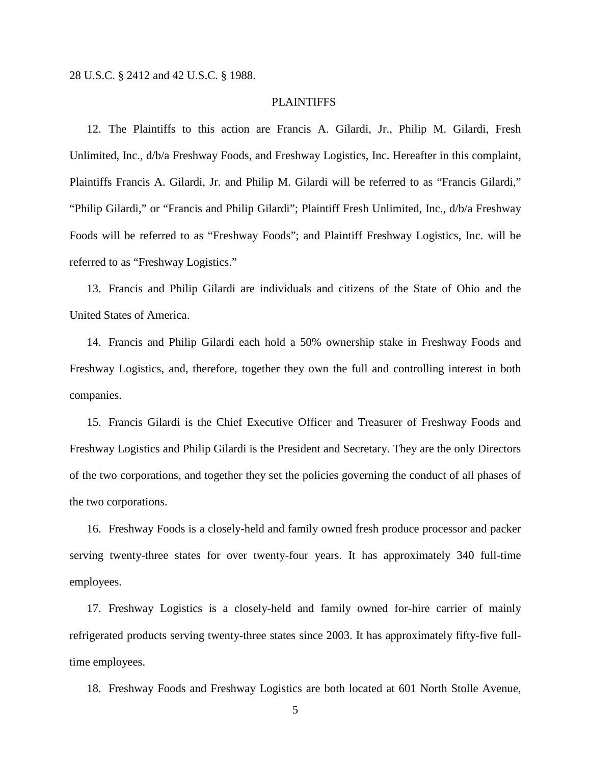28 U.S.C. § 2412 and 42 U.S.C. § 1988.

## PLAINTIFFS

12. The Plaintiffs to this action are Francis A. Gilardi, Jr., Philip M. Gilardi, Fresh Unlimited, Inc., d/b/a Freshway Foods, and Freshway Logistics, Inc. Hereafter in this complaint, Plaintiffs Francis A. Gilardi, Jr. and Philip M. Gilardi will be referred to as "Francis Gilardi," "Philip Gilardi," or "Francis and Philip Gilardi"; Plaintiff Fresh Unlimited, Inc., d/b/a Freshway Foods will be referred to as "Freshway Foods"; and Plaintiff Freshway Logistics, Inc. will be referred to as "Freshway Logistics."

13. Francis and Philip Gilardi are individuals and citizens of the State of Ohio and the United States of America.

14. Francis and Philip Gilardi each hold a 50% ownership stake in Freshway Foods and Freshway Logistics, and, therefore, together they own the full and controlling interest in both companies.

15. Francis Gilardi is the Chief Executive Officer and Treasurer of Freshway Foods and Freshway Logistics and Philip Gilardi is the President and Secretary. They are the only Directors of the two corporations, and together they set the policies governing the conduct of all phases of the two corporations.

16. Freshway Foods is a closely-held and family owned fresh produce processor and packer serving twenty-three states for over twenty-four years. It has approximately 340 full-time employees.

17. Freshway Logistics is a closely-held and family owned for-hire carrier of mainly refrigerated products serving twenty-three states since 2003. It has approximately fifty-five full-time employees.

18. Freshway Foods and Freshway Logistics are both located at 601 North Stolle Avenue,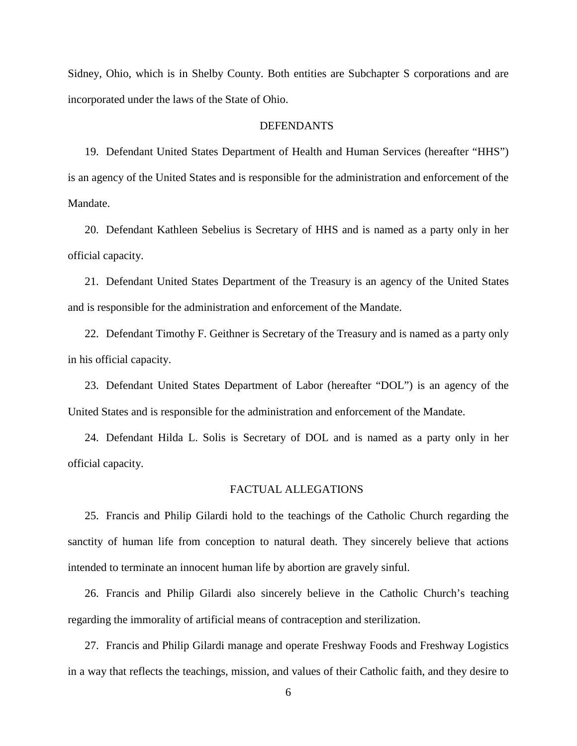Sidney, Ohio, which is in Shelby County. Both entities are Subchapter S corporations and are incorporated under the laws of the State of Ohio.

## DEFENDANTS

19. Defendant United States Department of Health and Human Services (hereafter "HHS") is an agency of the United States and is responsible for the administration and enforcement of the Mandate.

20. Defendant Kathleen Sebelius is Secretary of HHS and is named as a party only in her official capacity.

21. Defendant United States Department of the Treasury is an agency of the United States and is responsible for the administration and enforcement of the Mandate.

22. Defendant Timothy F. Geithner is Secretary of the Treasury and is named as a party only in his official capacity.

23. Defendant United States Department of Labor (hereafter "DOL") is an agency of the United States and is responsible for the administration and enforcement of the Mandate.

24. Defendant Hilda L. Solis is Secretary of DOL and is named as a party only in her official capacity.

## FACTUAL ALLEGATIONS

25. Francis and Philip Gilardi hold to the teachings of the Catholic Church regarding the sanctity of human life from conception to natural death. They sincerely believe that actions intended to terminate an innocent human life by abortion are gravely sinful.

26. Francis and Philip Gilardi also sincerely believe in the Catholic Church's teaching regarding the immorality of artificial means of contraception and sterilization.

27. Francis and Philip Gilardi manage and operate Freshway Foods and Freshway Logistics in a way that reflects the teachings, mission, and values of their Catholic faith, and they desire to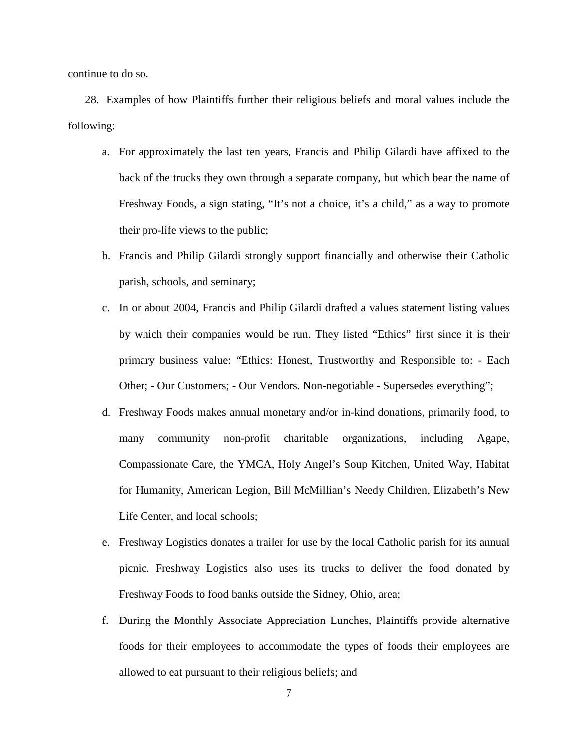continue to do so.

28. Examples of how Plaintiffs further their religious beliefs and moral values include the following:

a. For approximately the last ten years, Francis and Philip Gilardi have affixed to the back of the trucks they own through a separate company, but which bear the name of Freshway Foods, a sign stating, "It's not a choice, it's a child," as a way to promote their pro-life views to the public;

b. Francis and Philip Gilardi strongly support financially and otherwise their Catholic parish, schools, and seminary;

c. In or about 2004, Francis and Philip Gilardi drafted a values statement listing values by which their companies would be run. They listed "Ethics" first since it is their primary business value: "Ethics: Honest, Trustworthy and Responsible to: - Each Other; - Our Customers; - Our Vendors. Non-negotiable - Supersedes everything";

d. Freshway Foods makes annual monetary and/or in-kind donations, primarily food, to many community non-profit charitable organizations, including Agape, Compassionate Care, the YMCA, Holy Angel's Soup Kitchen, United Way, Habitat for Humanity, American Legion, Bill McMillian's Needy Children, Elizabeth's New Life Center, and local schools;

e. Freshway Logistics donates a trailer for use by the local Catholic parish for its annual picnic. Freshway Logistics also uses its trucks to deliver the food donated by Freshway Foods to food banks outside the Sidney, Ohio, area;

f. During the Monthly Associate Appreciation Lunches, Plaintiffs provide alternative foods for their employees to accommodate the types of foods their employees are allowed to eat pursuant to their religious beliefs; and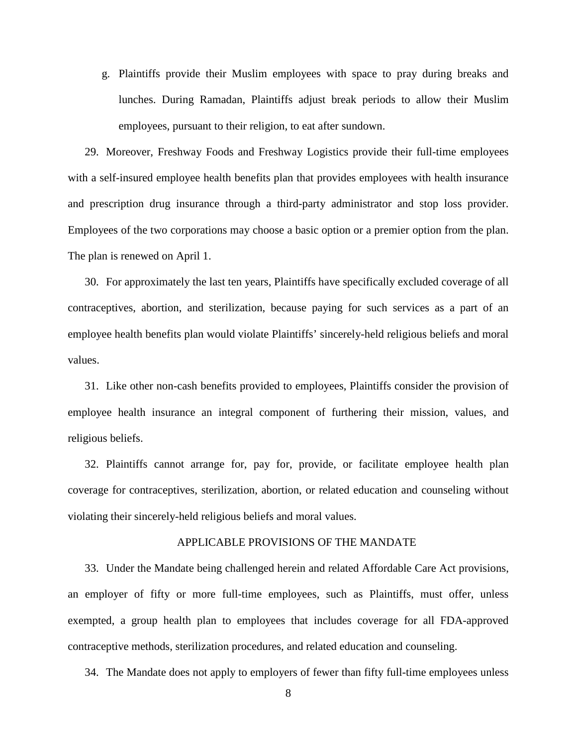g. Plaintiffs provide their Muslim employees with space to pray during breaks and lunches. During Ramadan, Plaintiffs adjust break periods to allow their Muslim employees, pursuant to their religion, to eat after sundown.

29. Moreover, Freshway Foods and Freshway Logistics provide their full-time employees with a self-insured employee health benefits plan that provides employees with health insurance and prescription drug insurance through a third-party administrator and stop loss provider. Employees of the two corporations may choose a basic option or a premier option from the plan. The plan is renewed on April 1.

30. For approximately the last ten years, Plaintiffs have specifically excluded coverage of all contraceptives, abortion, and sterilization, because paying for such services as a part of an employee health benefits plan would violate Plaintiffs' sincerely-held religious beliefs and moral values.

31. Like other non-cash benefits provided to employees, Plaintiffs consider the provision of employee health insurance an integral component of furthering their mission, values, and religious beliefs.

32. Plaintiffs cannot arrange for, pay for, provide, or facilitate employee health plan coverage for contraceptives, sterilization, abortion, or related education and counseling without violating their sincerely-held religious beliefs and moral values.

## APPLICABLE PROVISIONS OF THE MANDATE

33. Under the Mandate being challenged herein and related Affordable Care Act provisions, an employer of fifty or more full-time employees, such as Plaintiffs, must offer, unless exempted, a group health plan to employees that includes coverage for all FDA-approved contraceptive methods, sterilization procedures, and related education and counseling.

34. The Mandate does not apply to employers of fewer than fifty full-time employees unless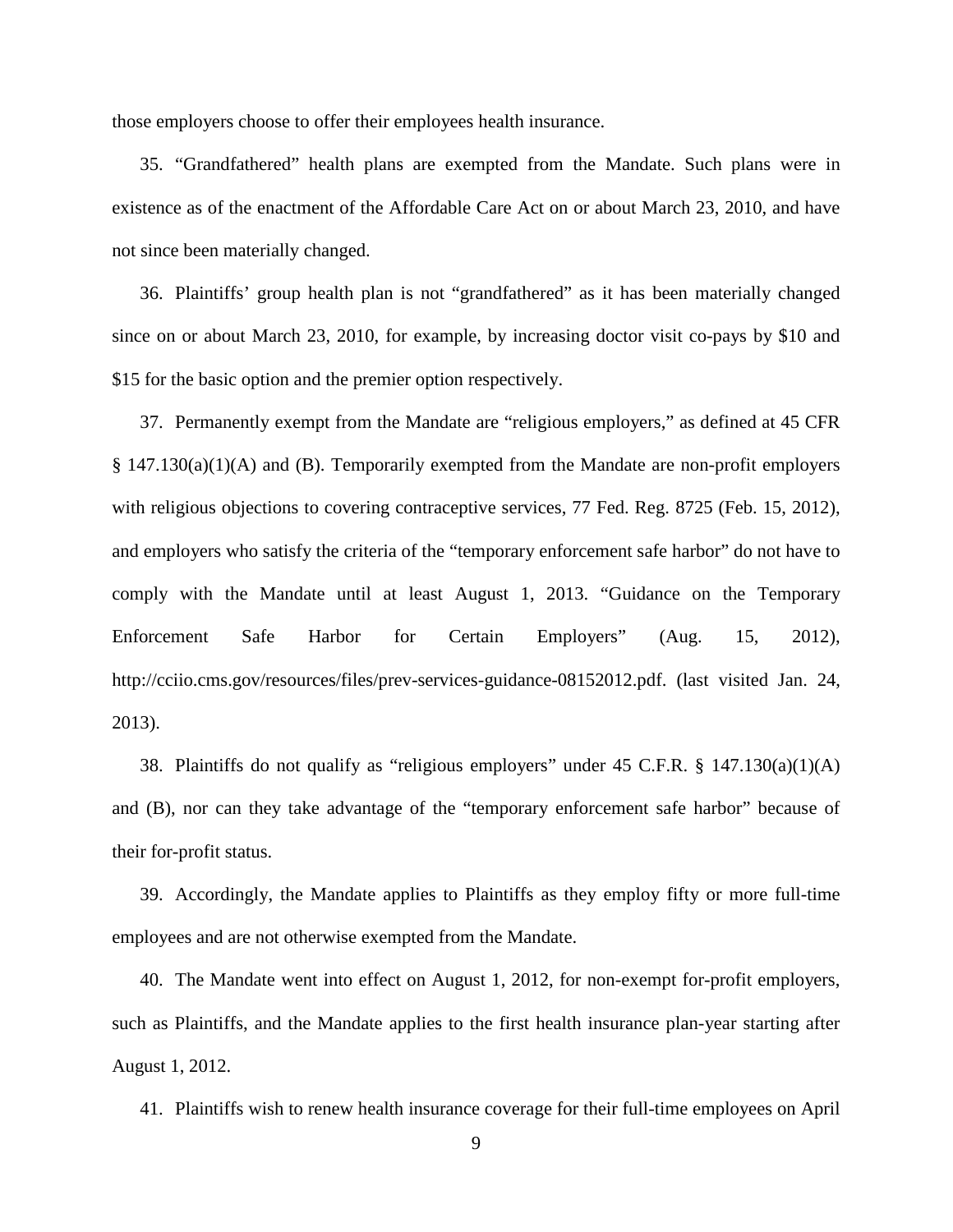those employers choose to offer their employees health insurance.

35. "Grandfathered" health plans are exempted from the Mandate. Such plans were in existence as of the enactment of the Affordable Care Act on or about March 23, 2010, and have not since been materially changed.

36. Plaintiffs' group health plan is not "grandfathered" as it has been materially changed since on or about March 23, 2010, for example, by increasing doctor visit co-pays by $10 and $15 for the basic option and the premier option respectively.

37. Permanently exempt from the Mandate are "religious employers," as defined at 45 CFR § 147.130(a)(1)(A) and (B). Temporarily exempted from the Mandate are non-profit employers with religious objections to covering contraceptive services, 77 Fed. Reg. 8725 (Feb. 15, 2012), and employers who satisfy the criteria of the "temporary enforcement safe harbor" do not have to comply with the Mandate until at least August 1, 2013. "Guidance on the Temporary Enforcement Safe Harbor for Certain Employers" (Aug. 15, 2012), http://cciio.cms.gov/resources/files/prev-services-guidance-08152012.pdf. (last visited Jan. 24, 2013).

38. Plaintiffs do not qualify as "religious employers" under 45 C.F.R. § 147.130(a)(1)(A) and (B), nor can they take advantage of the "temporary enforcement safe harbor" because of their for-profit status.

39. Accordingly, the Mandate applies to Plaintiffs as they employ fifty or more full-time employees and are not otherwise exempted from the Mandate.

40. The Mandate went into effect on August 1, 2012, for non-exempt for-profit employers, such as Plaintiffs, and the Mandate applies to the first health insurance plan-year starting after August 1, 2012.

41. Plaintiffs wish to renew health insurance coverage for their full-time employees on April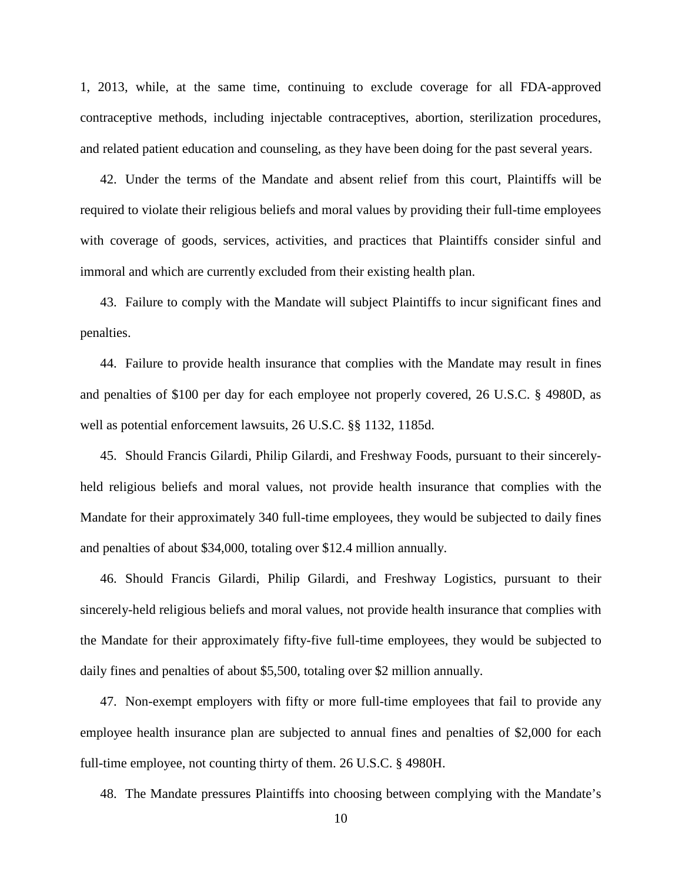1, 2013, while, at the same time, continuing to exclude coverage for all FDA-approved contraceptive methods, including injectable contraceptives, abortion, sterilization procedures, and related patient education and counseling, as they have been doing for the past several years.

42. Under the terms of the Mandate and absent relief from this court, Plaintiffs will be required to violate their religious beliefs and moral values by providing their full-time employees with coverage of goods, services, activities, and practices that Plaintiffs consider sinful and immoral and which are currently excluded from their existing health plan.

43. Failure to comply with the Mandate will subject Plaintiffs to incur significant fines and penalties.

44. Failure to provide health insurance that complies with the Mandate may result in fines and penalties of $100 per day for each employee not properly covered, 26 U.S.C. § 4980D, as well as potential enforcement lawsuits, 26 U.S.C. §§ 1132, 1185d.

45. Should Francis Gilardi, Philip Gilardi, and Freshway Foods, pursuant to their sincerely-held religious beliefs and moral values, not provide health insurance that complies with the Mandate for their approximately 340 full-time employees, they would be subjected to daily fines and penalties of about $34,000, totaling over $12.4 million annually.

46. Should Francis Gilardi, Philip Gilardi, and Freshway Logistics, pursuant to their sincerely-held religious beliefs and moral values, not provide health insurance that complies with the Mandate for their approximately fifty-five full-time employees, they would be subjected to daily fines and penalties of about $5,500, totaling over $2 million annually.

47. Non-exempt employers with fifty or more full-time employees that fail to provide any employee health insurance plan are subjected to annual fines and penalties of $2,000 for each full-time employee, not counting thirty of them. 26 U.S.C. § 4980H.

48. The Mandate pressures Plaintiffs into choosing between complying with the Mandate's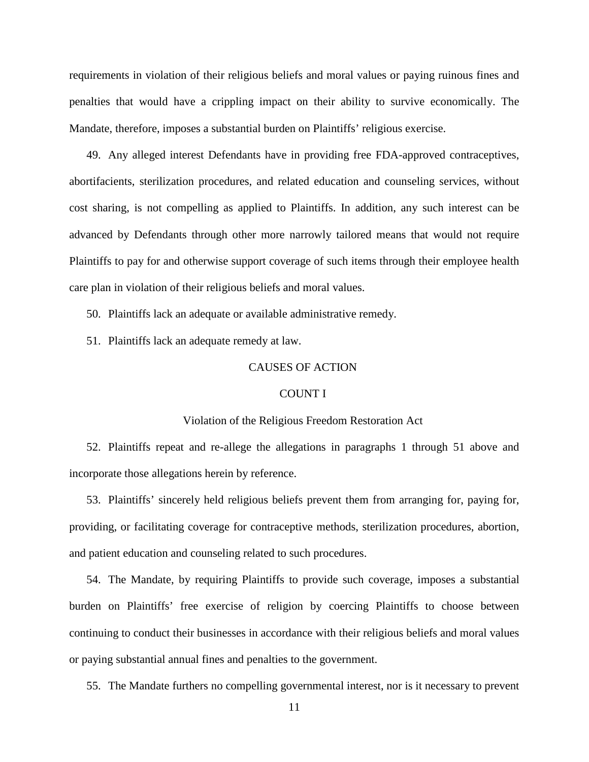requirements in violation of their religious beliefs and moral values or paying ruinous fines and penalties that would have a crippling impact on their ability to survive economically. The Mandate, therefore, imposes a substantial burden on Plaintiffs' religious exercise.

49. Any alleged interest Defendants have in providing free FDA-approved contraceptives, abortifacients, sterilization procedures, and related education and counseling services, without cost sharing, is not compelling as applied to Plaintiffs. In addition, any such interest can be advanced by Defendants through other more narrowly tailored means that would not require Plaintiffs to pay for and otherwise support coverage of such items through their employee health care plan in violation of their religious beliefs and moral values.

50. Plaintiffs lack an adequate or available administrative remedy.

51. Plaintiffs lack an adequate remedy at law.

## CAUSES OF ACTION

### COUNT I

### Violation of the Religious Freedom Restoration Act

52. Plaintiffs repeat and re-allege the allegations in paragraphs 1 through 51 above and incorporate those allegations herein by reference.

53. Plaintiffs' sincerely held religious beliefs prevent them from arranging for, paying for, providing, or facilitating coverage for contraceptive methods, sterilization procedures, abortion, and patient education and counseling related to such procedures.

54. The Mandate, by requiring Plaintiffs to provide such coverage, imposes a substantial burden on Plaintiffs' free exercise of religion by coercing Plaintiffs to choose between continuing to conduct their businesses in accordance with their religious beliefs and moral values or paying substantial annual fines and penalties to the government.

55. The Mandate furthers no compelling governmental interest, nor is it necessary to prevent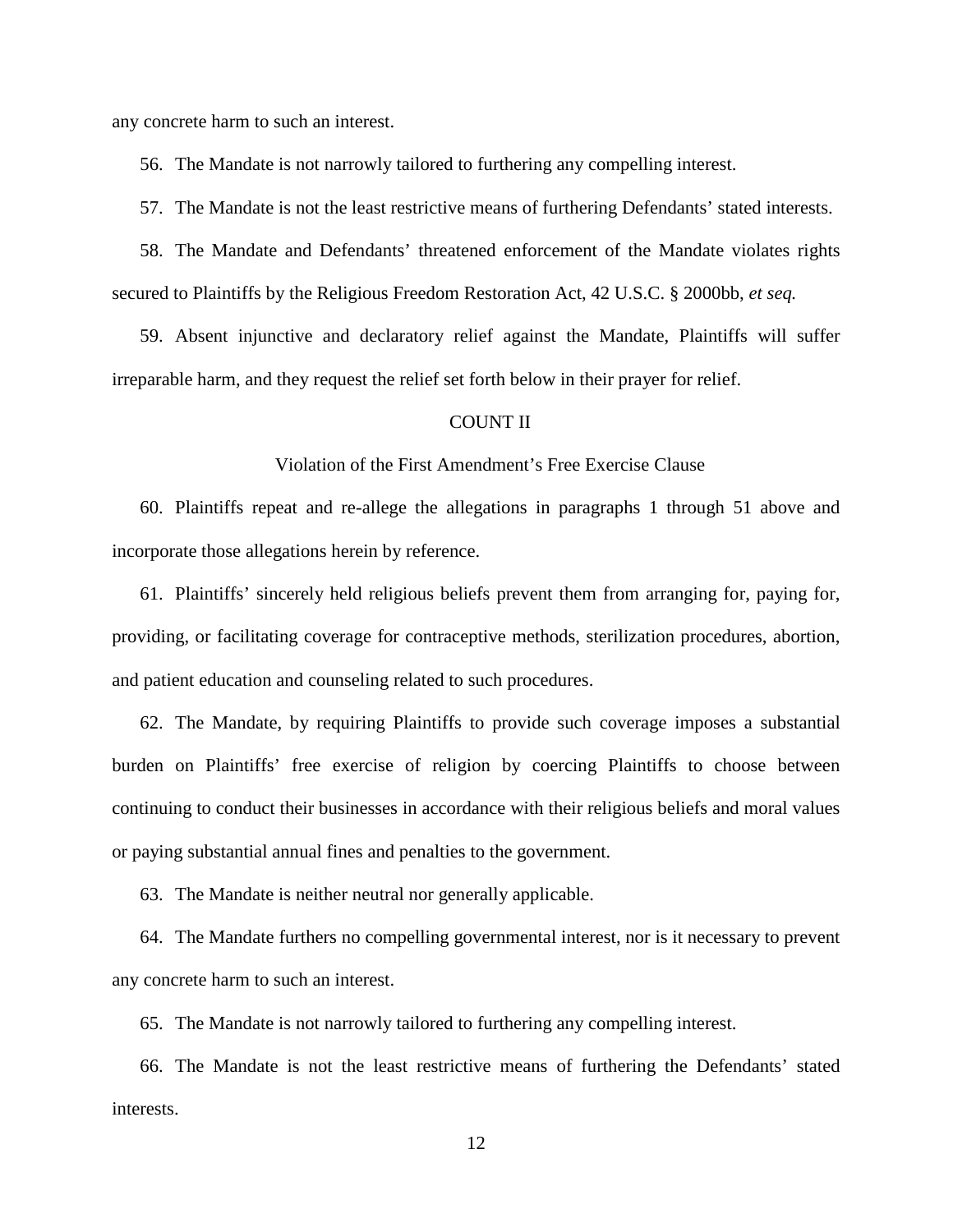any concrete harm to such an interest.

56. The Mandate is not narrowly tailored to furthering any compelling interest.

57. The Mandate is not the least restrictive means of furthering Defendants' stated interests.

58. The Mandate and Defendants' threatened enforcement of the Mandate violates rights secured to Plaintiffs by the Religious Freedom Restoration Act, 42 U.S.C. § 2000bb, *et seq.*

59. Absent injunctive and declaratory relief against the Mandate, Plaintiffs will suffer irreparable harm, and they request the relief set forth below in their prayer for relief.

## COUNT II

### Violation of the First Amendment's Free Exercise Clause

60. Plaintiffs repeat and re-allege the allegations in paragraphs 1 through 51 above and incorporate those allegations herein by reference.

61. Plaintiffs' sincerely held religious beliefs prevent them from arranging for, paying for, providing, or facilitating coverage for contraceptive methods, sterilization procedures, abortion, and patient education and counseling related to such procedures.

62. The Mandate, by requiring Plaintiffs to provide such coverage imposes a substantial burden on Plaintiffs' free exercise of religion by coercing Plaintiffs to choose between continuing to conduct their businesses in accordance with their religious beliefs and moral values or paying substantial annual fines and penalties to the government.

63. The Mandate is neither neutral nor generally applicable.

64. The Mandate furthers no compelling governmental interest, nor is it necessary to prevent any concrete harm to such an interest.

65. The Mandate is not narrowly tailored to furthering any compelling interest.

66. The Mandate is not the least restrictive means of furthering the Defendants' stated interests.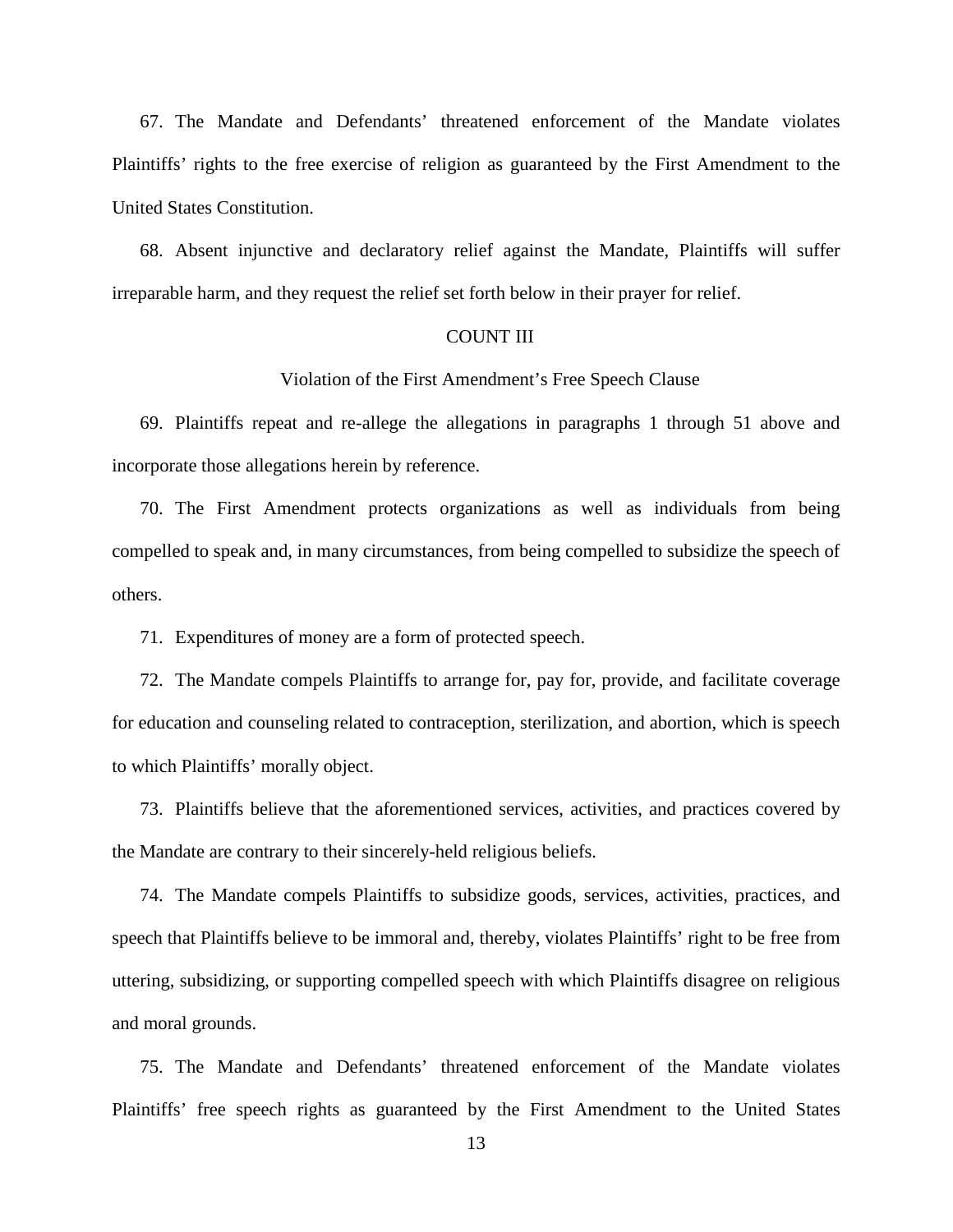67. The Mandate and Defendants' threatened enforcement of the Mandate violates Plaintiffs' rights to the free exercise of religion as guaranteed by the First Amendment to the United States Constitution.

68. Absent injunctive and declaratory relief against the Mandate, Plaintiffs will suffer irreparable harm, and they request the relief set forth below in their prayer for relief.

## COUNT III

### Violation of the First Amendment's Free Speech Clause

69. Plaintiffs repeat and re-allege the allegations in paragraphs 1 through 51 above and incorporate those allegations herein by reference.

70. The First Amendment protects organizations as well as individuals from being compelled to speak and, in many circumstances, from being compelled to subsidize the speech of others.

71. Expenditures of money are a form of protected speech.

72. The Mandate compels Plaintiffs to arrange for, pay for, provide, and facilitate coverage for education and counseling related to contraception, sterilization, and abortion, which is speech to which Plaintiffs' morally object.

73. Plaintiffs believe that the aforementioned services, activities, and practices covered by the Mandate are contrary to their sincerely-held religious beliefs.

74. The Mandate compels Plaintiffs to subsidize goods, services, activities, practices, and speech that Plaintiffs believe to be immoral and, thereby, violates Plaintiffs' right to be free from uttering, subsidizing, or supporting compelled speech with which Plaintiffs disagree on religious and moral grounds.

75. The Mandate and Defendants' threatened enforcement of the Mandate violates Plaintiffs' free speech rights as guaranteed by the First Amendment to the United States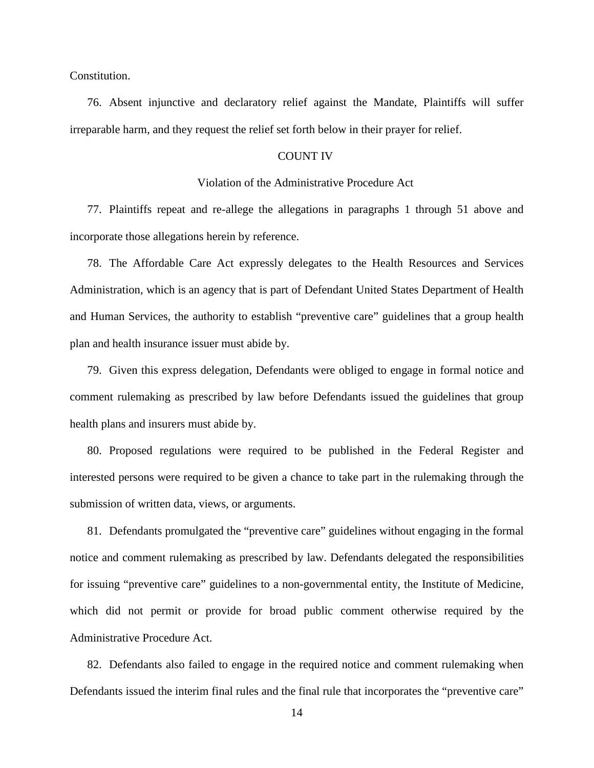Constitution.

76. Absent injunctive and declaratory relief against the Mandate, Plaintiffs will suffer irreparable harm, and they request the relief set forth below in their prayer for relief.

COUNT IV

Violation of the Administrative Procedure Act

77. Plaintiffs repeat and re-allege the allegations in paragraphs 1 through 51 above and incorporate those allegations herein by reference.

78. The Affordable Care Act expressly delegates to the Health Resources and Services Administration, which is an agency that is part of Defendant United States Department of Health and Human Services, the authority to establish "preventive care" guidelines that a group health plan and health insurance issuer must abide by.

79. Given this express delegation, Defendants were obliged to engage in formal notice and comment rulemaking as prescribed by law before Defendants issued the guidelines that group health plans and insurers must abide by.

80. Proposed regulations were required to be published in the Federal Register and interested persons were required to be given a chance to take part in the rulemaking through the submission of written data, views, or arguments.

81. Defendants promulgated the "preventive care" guidelines without engaging in the formal notice and comment rulemaking as prescribed by law. Defendants delegated the responsibilities for issuing "preventive care" guidelines to a non-governmental entity, the Institute of Medicine, which did not permit or provide for broad public comment otherwise required by the Administrative Procedure Act.

82. Defendants also failed to engage in the required notice and comment rulemaking when Defendants issued the interim final rules and the final rule that incorporates the "preventive care"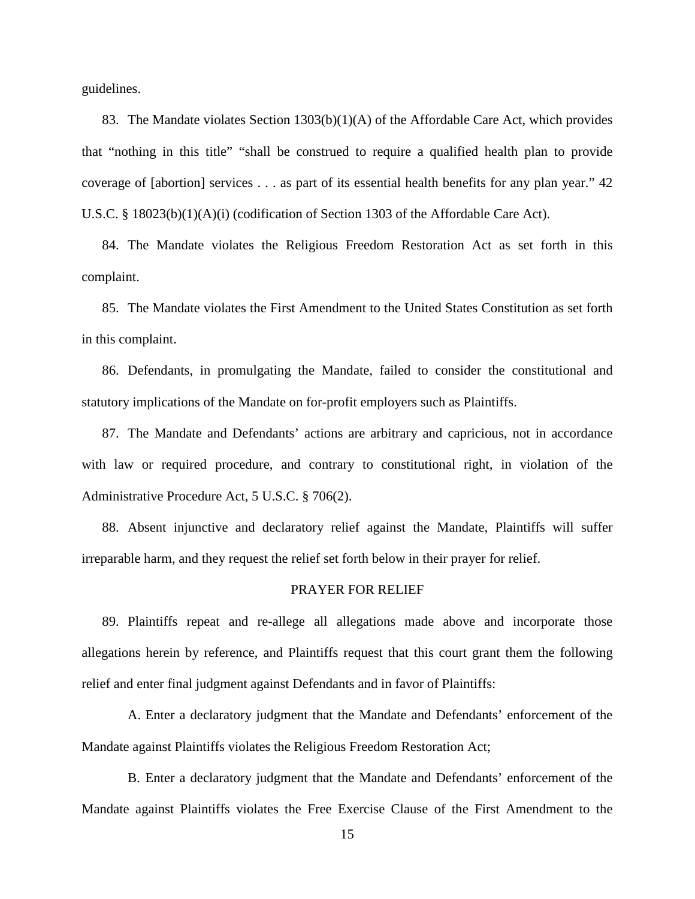guidelines.

83. The Mandate violates Section 1303(b)(1)(A) of the Affordable Care Act, which provides that "nothing in this title" "shall be construed to require a qualified health plan to provide coverage of [abortion] services . . . as part of its essential health benefits for any plan year." 42 U.S.C. § 18023(b)(1)(A)(i) (codification of Section 1303 of the Affordable Care Act).

84. The Mandate violates the Religious Freedom Restoration Act as set forth in this complaint.

85. The Mandate violates the First Amendment to the United States Constitution as set forth in this complaint.

86. Defendants, in promulgating the Mandate, failed to consider the constitutional and statutory implications of the Mandate on for-profit employers such as Plaintiffs.

87. The Mandate and Defendants' actions are arbitrary and capricious, not in accordance with law or required procedure, and contrary to constitutional right, in violation of the Administrative Procedure Act, 5 U.S.C. § 706(2).

88. Absent injunctive and declaratory relief against the Mandate, Plaintiffs will suffer irreparable harm, and they request the relief set forth below in their prayer for relief.

## PRAYER FOR RELIEF

89. Plaintiffs repeat and re-allege all allegations made above and incorporate those allegations herein by reference, and Plaintiffs request that this court grant them the following relief and enter final judgment against Defendants and in favor of Plaintiffs:

A. Enter a declaratory judgment that the Mandate and Defendants' enforcement of the Mandate against Plaintiffs violates the Religious Freedom Restoration Act;

B. Enter a declaratory judgment that the Mandate and Defendants' enforcement of the Mandate against Plaintiffs violates the Free Exercise Clause of the First Amendment to the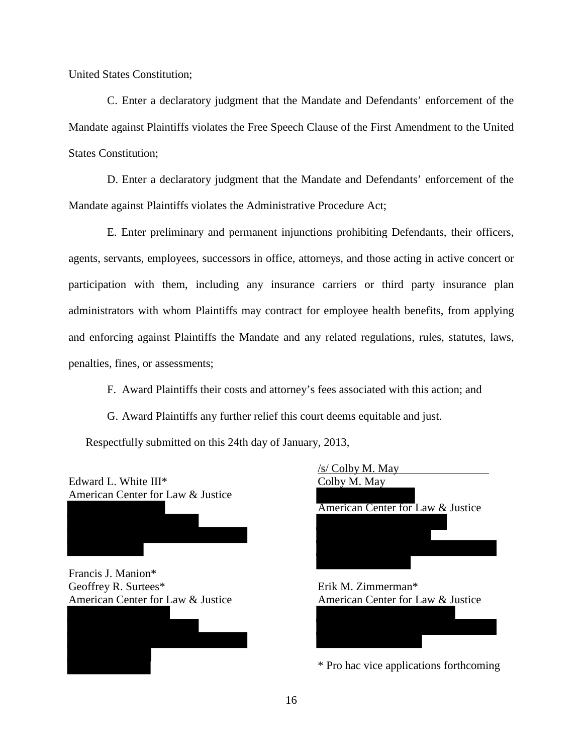United States Constitution;

C. Enter a declaratory judgment that the Mandate and Defendants' enforcement of the Mandate against Plaintiffs violates the Free Speech Clause of the First Amendment to the United States Constitution;

D. Enter a declaratory judgment that the Mandate and Defendants' enforcement of the Mandate against Plaintiffs violates the Administrative Procedure Act;

E. Enter preliminary and permanent injunctions prohibiting Defendants, their officers, agents, servants, employees, successors in office, attorneys, and those acting in active concert or participation with them, including any insurance carriers or third party insurance plan administrators with whom Plaintiffs may contract for employee health benefits, from applying and enforcing against Plaintiffs the Mandate and any related regulations, rules, statutes, laws, penalties, fines, or assessments;

F. Award Plaintiffs their costs and attorney's fees associated with this action; and

G. Award Plaintiffs any further relief this court deems equitable and just.

Respectfully submitted on this 24th day of January, 2013,

/s/ Colby M. May
Colby M. May
American Center for Law & Justice

Edward L. White III*
American Center for Law & Justice

Francis J. Manion*
Geoffrey R. Surtees*
American Center for Law & Justice

Erik M. Zimmerman*
American Center for Law & Justice

* Pro hac vice applications forthcoming